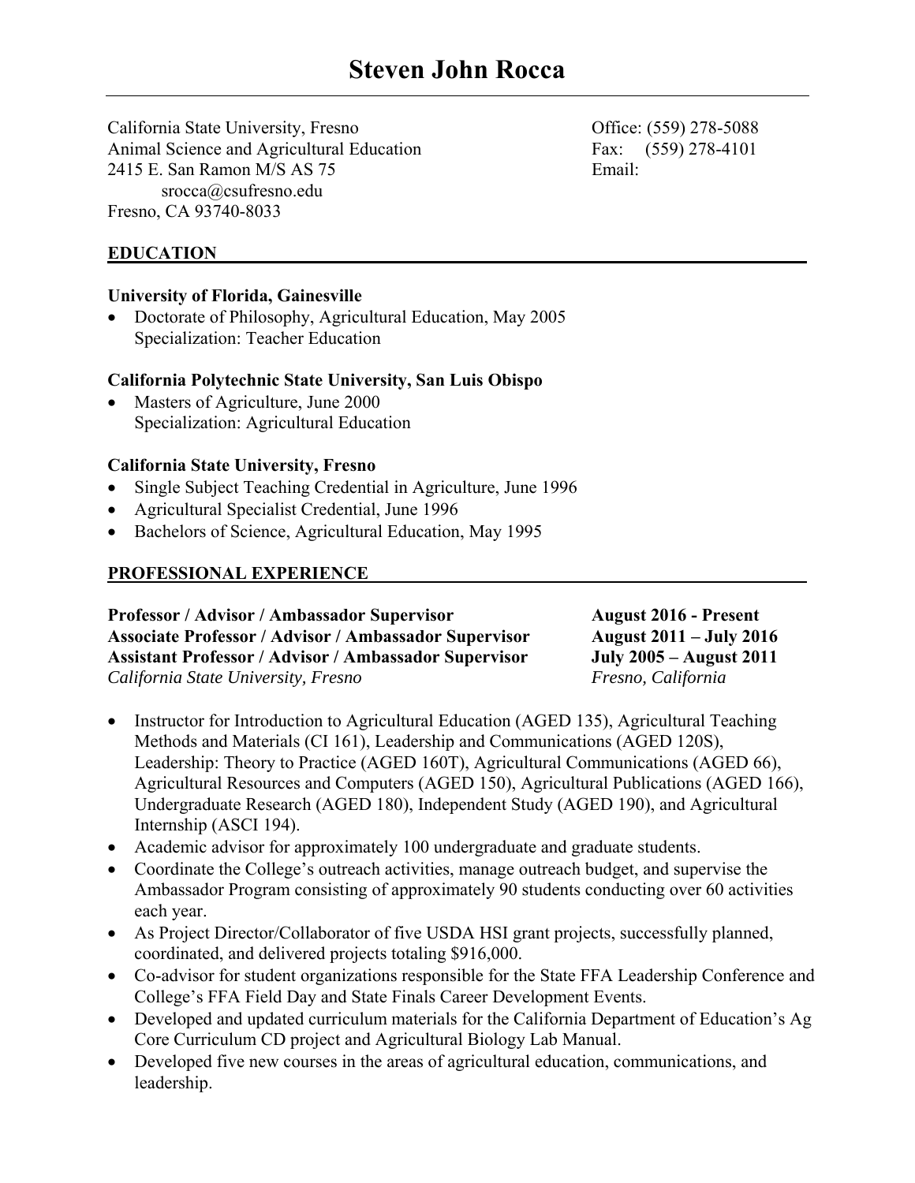# Steven John Rocca

California State University, Fresno
Animal Science and Agricultural Education
2415 E. San Ramon M/S AS 75
srocca@csufresno.edu
Fresno, CA 93740-8033

Office: (559) 278-5088
Fax: (559) 278-4101
Email:

## EDUCATION

**University of Florida, Gainesville**

- Doctorate of Philosophy, Agricultural Education, May 2005
  Specialization: Teacher Education

**California Polytechnic State University, San Luis Obispo**

- Masters of Agriculture, June 2000
  Specialization: Agricultural Education

**California State University, Fresno**

- Single Subject Teaching Credential in Agriculture, June 1996
- Agricultural Specialist Credential, June 1996
- Bachelors of Science, Agricultural Education, May 1995

## PROFESSIONAL EXPERIENCE

**Professor / Advisor / Ambassador Supervisor** — **August 2016 - Present**
**Associate Professor / Advisor / Ambassador Supervisor** — **August 2011 – July 2016**
**Assistant Professor / Advisor / Ambassador Supervisor** — **July 2005 – August 2011**
*California State University, Fresno* — *Fresno, California*

- Instructor for Introduction to Agricultural Education (AGED 135), Agricultural Teaching Methods and Materials (CI 161), Leadership and Communications (AGED 120S), Leadership: Theory to Practice (AGED 160T), Agricultural Communications (AGED 66), Agricultural Resources and Computers (AGED 150), Agricultural Publications (AGED 166), Undergraduate Research (AGED 180), Independent Study (AGED 190), and Agricultural Internship (ASCI 194).
- Academic advisor for approximately 100 undergraduate and graduate students.
- Coordinate the College's outreach activities, manage outreach budget, and supervise the Ambassador Program consisting of approximately 90 students conducting over 60 activities each year.
- As Project Director/Collaborator of five USDA HSI grant projects, successfully planned, coordinated, and delivered projects totaling $916,000.
- Co-advisor for student organizations responsible for the State FFA Leadership Conference and College's FFA Field Day and State Finals Career Development Events.
- Developed and updated curriculum materials for the California Department of Education's Ag Core Curriculum CD project and Agricultural Biology Lab Manual.
- Developed five new courses in the areas of agricultural education, communications, and leadership.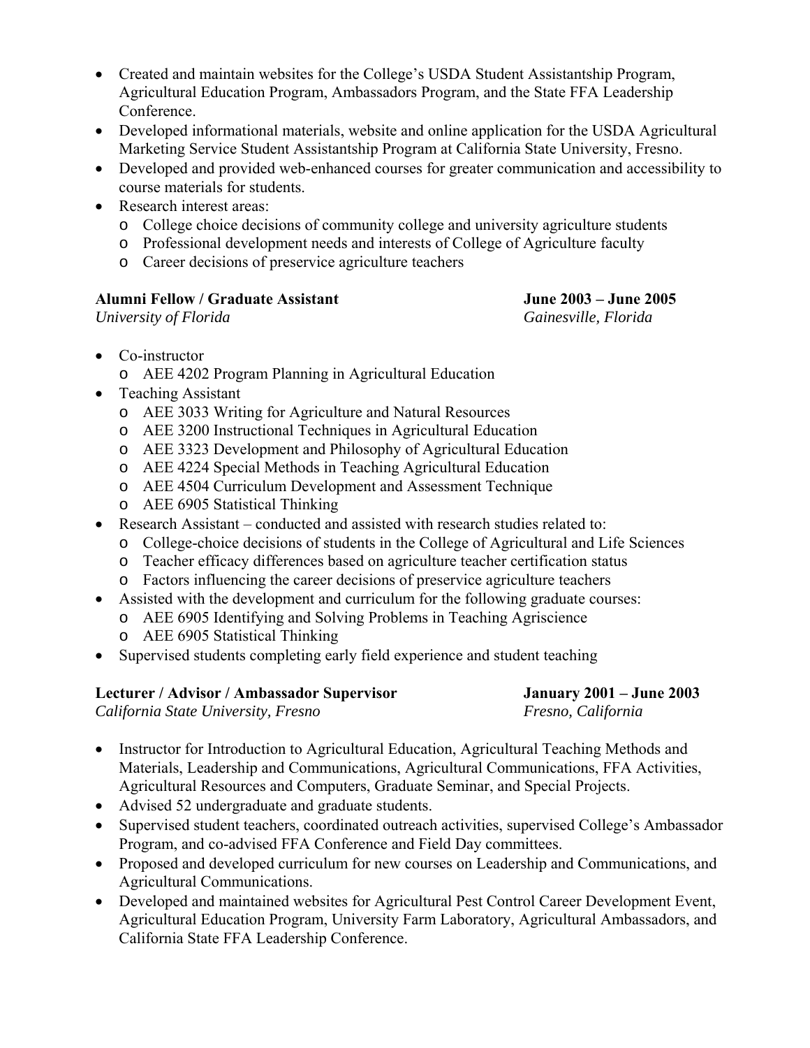- Created and maintain websites for the College's USDA Student Assistantship Program, Agricultural Education Program, Ambassadors Program, and the State FFA Leadership Conference.
- Developed informational materials, website and online application for the USDA Agricultural Marketing Service Student Assistantship Program at California State University, Fresno.
- Developed and provided web-enhanced courses for greater communication and accessibility to course materials for students.
- Research interest areas:
  - College choice decisions of community college and university agriculture students
  - Professional development needs and interests of College of Agriculture faculty
  - Career decisions of preservice agriculture teachers

**Alumni Fellow / Graduate Assistant** **June 2003 – June 2005**
*University of Florida* *Gainesville, Florida*

- Co-instructor
  - AEE 4202 Program Planning in Agricultural Education
- Teaching Assistant
  - AEE 3033 Writing for Agriculture and Natural Resources
  - AEE 3200 Instructional Techniques in Agricultural Education
  - AEE 3323 Development and Philosophy of Agricultural Education
  - AEE 4224 Special Methods in Teaching Agricultural Education
  - AEE 4504 Curriculum Development and Assessment Technique
  - AEE 6905 Statistical Thinking
- Research Assistant – conducted and assisted with research studies related to:
  - College-choice decisions of students in the College of Agricultural and Life Sciences
  - Teacher efficacy differences based on agriculture teacher certification status
  - Factors influencing the career decisions of preservice agriculture teachers
- Assisted with the development and curriculum for the following graduate courses:
  - AEE 6905 Identifying and Solving Problems in Teaching Agriscience
  - AEE 6905 Statistical Thinking
- Supervised students completing early field experience and student teaching

**Lecturer / Advisor / Ambassador Supervisor** **January 2001 – June 2003**
*California State University, Fresno* *Fresno, California*

- Instructor for Introduction to Agricultural Education, Agricultural Teaching Methods and Materials, Leadership and Communications, Agricultural Communications, FFA Activities, Agricultural Resources and Computers, Graduate Seminar, and Special Projects.
- Advised 52 undergraduate and graduate students.
- Supervised student teachers, coordinated outreach activities, supervised College's Ambassador Program, and co-advised FFA Conference and Field Day committees.
- Proposed and developed curriculum for new courses on Leadership and Communications, and Agricultural Communications.
- Developed and maintained websites for Agricultural Pest Control Career Development Event, Agricultural Education Program, University Farm Laboratory, Agricultural Ambassadors, and California State FFA Leadership Conference.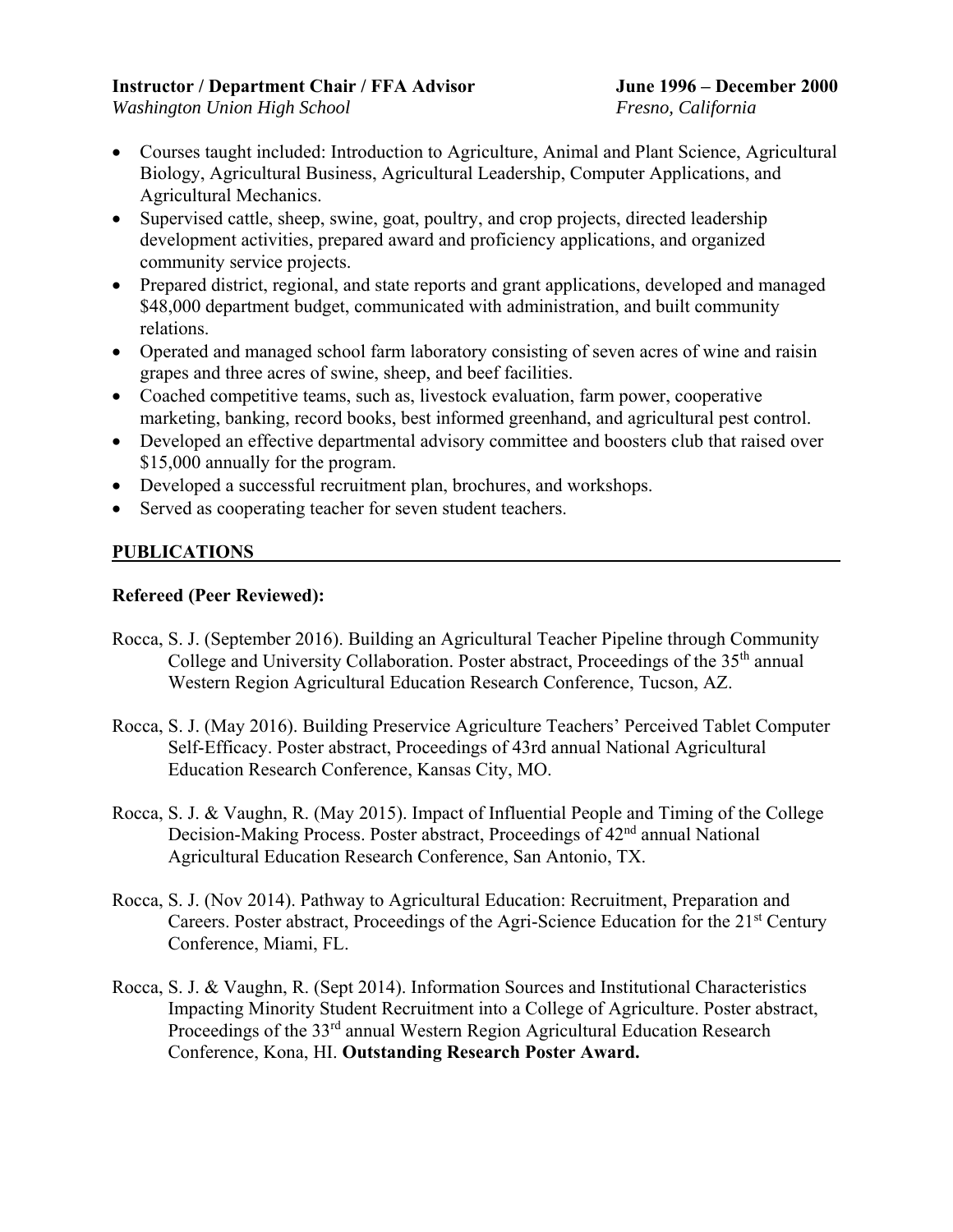**Instructor / Department Chair / FFA Advisor** **June 1996 – December 2000**
*Washington Union High School* *Fresno, California*

- Courses taught included: Introduction to Agriculture, Animal and Plant Science, Agricultural Biology, Agricultural Business, Agricultural Leadership, Computer Applications, and Agricultural Mechanics.
- Supervised cattle, sheep, swine, goat, poultry, and crop projects, directed leadership development activities, prepared award and proficiency applications, and organized community service projects.
- Prepared district, regional, and state reports and grant applications, developed and managed $48,000 department budget, communicated with administration, and built community relations.
- Operated and managed school farm laboratory consisting of seven acres of wine and raisin grapes and three acres of swine, sheep, and beef facilities.
- Coached competitive teams, such as, livestock evaluation, farm power, cooperative marketing, banking, record books, best informed greenhand, and agricultural pest control.
- Developed an effective departmental advisory committee and boosters club that raised over $15,000 annually for the program.
- Developed a successful recruitment plan, brochures, and workshops.
- Served as cooperating teacher for seven student teachers.

## PUBLICATIONS

### Refereed (Peer Reviewed):

Rocca, S. J. (September 2016). Building an Agricultural Teacher Pipeline through Community College and University Collaboration. Poster abstract, Proceedings of the 35th annual Western Region Agricultural Education Research Conference, Tucson, AZ.

Rocca, S. J. (May 2016). Building Preservice Agriculture Teachers' Perceived Tablet Computer Self-Efficacy. Poster abstract, Proceedings of 43rd annual National Agricultural Education Research Conference, Kansas City, MO.

Rocca, S. J. & Vaughn, R. (May 2015). Impact of Influential People and Timing of the College Decision-Making Process. Poster abstract, Proceedings of 42nd annual National Agricultural Education Research Conference, San Antonio, TX.

Rocca, S. J. (Nov 2014). Pathway to Agricultural Education: Recruitment, Preparation and Careers. Poster abstract, Proceedings of the Agri-Science Education for the 21st Century Conference, Miami, FL.

Rocca, S. J. & Vaughn, R. (Sept 2014). Information Sources and Institutional Characteristics Impacting Minority Student Recruitment into a College of Agriculture. Poster abstract, Proceedings of the 33rd annual Western Region Agricultural Education Research Conference, Kona, HI. **Outstanding Research Poster Award.**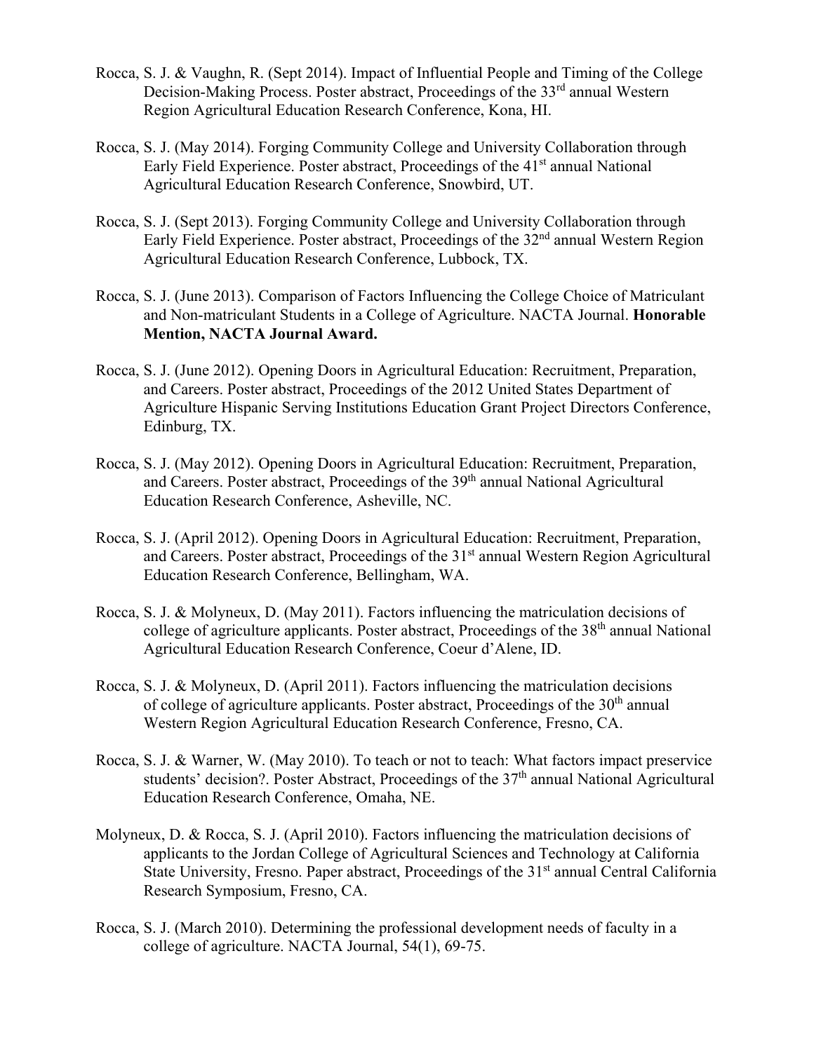Rocca, S. J. & Vaughn, R. (Sept 2014). Impact of Influential People and Timing of the College Decision-Making Process. Poster abstract, Proceedings of the 33rd annual Western Region Agricultural Education Research Conference, Kona, HI.

Rocca, S. J. (May 2014). Forging Community College and University Collaboration through Early Field Experience. Poster abstract, Proceedings of the 41st annual National Agricultural Education Research Conference, Snowbird, UT.

Rocca, S. J. (Sept 2013). Forging Community College and University Collaboration through Early Field Experience. Poster abstract, Proceedings of the 32nd annual Western Region Agricultural Education Research Conference, Lubbock, TX.

Rocca, S. J. (June 2013). Comparison of Factors Influencing the College Choice of Matriculant and Non-matriculant Students in a College of Agriculture. NACTA Journal. **Honorable Mention, NACTA Journal Award.**

Rocca, S. J. (June 2012). Opening Doors in Agricultural Education: Recruitment, Preparation, and Careers. Poster abstract, Proceedings of the 2012 United States Department of Agriculture Hispanic Serving Institutions Education Grant Project Directors Conference, Edinburg, TX.

Rocca, S. J. (May 2012). Opening Doors in Agricultural Education: Recruitment, Preparation, and Careers. Poster abstract, Proceedings of the 39th annual National Agricultural Education Research Conference, Asheville, NC.

Rocca, S. J. (April 2012). Opening Doors in Agricultural Education: Recruitment, Preparation, and Careers. Poster abstract, Proceedings of the 31st annual Western Region Agricultural Education Research Conference, Bellingham, WA.

Rocca, S. J. & Molyneux, D. (May 2011). Factors influencing the matriculation decisions of college of agriculture applicants. Poster abstract, Proceedings of the 38th annual National Agricultural Education Research Conference, Coeur d'Alene, ID.

Rocca, S. J. & Molyneux, D. (April 2011). Factors influencing the matriculation decisions of college of agriculture applicants. Poster abstract, Proceedings of the 30th annual Western Region Agricultural Education Research Conference, Fresno, CA.

Rocca, S. J. & Warner, W. (May 2010). To teach or not to teach: What factors impact preservice students' decision?. Poster Abstract, Proceedings of the 37th annual National Agricultural Education Research Conference, Omaha, NE.

Molyneux, D. & Rocca, S. J. (April 2010). Factors influencing the matriculation decisions of applicants to the Jordan College of Agricultural Sciences and Technology at California State University, Fresno. Paper abstract, Proceedings of the 31st annual Central California Research Symposium, Fresno, CA.

Rocca, S. J. (March 2010). Determining the professional development needs of faculty in a college of agriculture. NACTA Journal, 54(1), 69-75.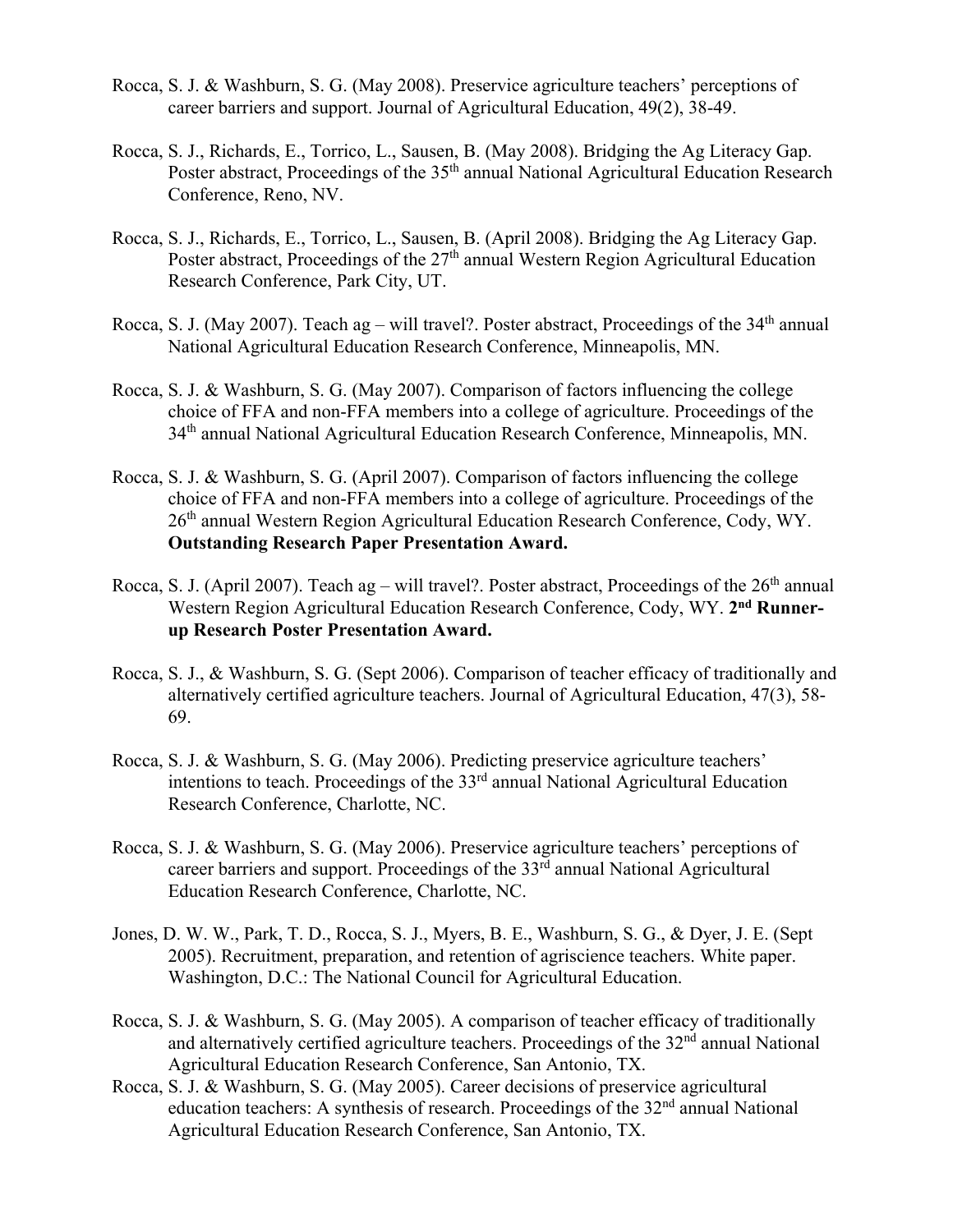Rocca, S. J. & Washburn, S. G. (May 2008). Preservice agriculture teachers' perceptions of career barriers and support. Journal of Agricultural Education, 49(2), 38-49.

Rocca, S. J., Richards, E., Torrico, L., Sausen, B. (May 2008). Bridging the Ag Literacy Gap. Poster abstract, Proceedings of the 35th annual National Agricultural Education Research Conference, Reno, NV.

Rocca, S. J., Richards, E., Torrico, L., Sausen, B. (April 2008). Bridging the Ag Literacy Gap. Poster abstract, Proceedings of the 27th annual Western Region Agricultural Education Research Conference, Park City, UT.

Rocca, S. J. (May 2007). Teach ag – will travel?. Poster abstract, Proceedings of the 34th annual National Agricultural Education Research Conference, Minneapolis, MN.

Rocca, S. J. & Washburn, S. G. (May 2007). Comparison of factors influencing the college choice of FFA and non-FFA members into a college of agriculture. Proceedings of the 34th annual National Agricultural Education Research Conference, Minneapolis, MN.

Rocca, S. J. & Washburn, S. G. (April 2007). Comparison of factors influencing the college choice of FFA and non-FFA members into a college of agriculture. Proceedings of the 26th annual Western Region Agricultural Education Research Conference, Cody, WY. **Outstanding Research Paper Presentation Award.**

Rocca, S. J. (April 2007). Teach ag – will travel?. Poster abstract, Proceedings of the 26th annual Western Region Agricultural Education Research Conference, Cody, WY. **2nd Runner-up Research Poster Presentation Award.**

Rocca, S. J., & Washburn, S. G. (Sept 2006). Comparison of teacher efficacy of traditionally and alternatively certified agriculture teachers. Journal of Agricultural Education, 47(3), 58-69.

Rocca, S. J. & Washburn, S. G. (May 2006). Predicting preservice agriculture teachers' intentions to teach. Proceedings of the 33rd annual National Agricultural Education Research Conference, Charlotte, NC.

Rocca, S. J. & Washburn, S. G. (May 2006). Preservice agriculture teachers' perceptions of career barriers and support. Proceedings of the 33rd annual National Agricultural Education Research Conference, Charlotte, NC.

Jones, D. W. W., Park, T. D., Rocca, S. J., Myers, B. E., Washburn, S. G., & Dyer, J. E. (Sept 2005). Recruitment, preparation, and retention of agriscience teachers. White paper. Washington, D.C.: The National Council for Agricultural Education.

Rocca, S. J. & Washburn, S. G. (May 2005). A comparison of teacher efficacy of traditionally and alternatively certified agriculture teachers. Proceedings of the 32nd annual National Agricultural Education Research Conference, San Antonio, TX.

Rocca, S. J. & Washburn, S. G. (May 2005). Career decisions of preservice agricultural education teachers: A synthesis of research. Proceedings of the 32nd annual National Agricultural Education Research Conference, San Antonio, TX.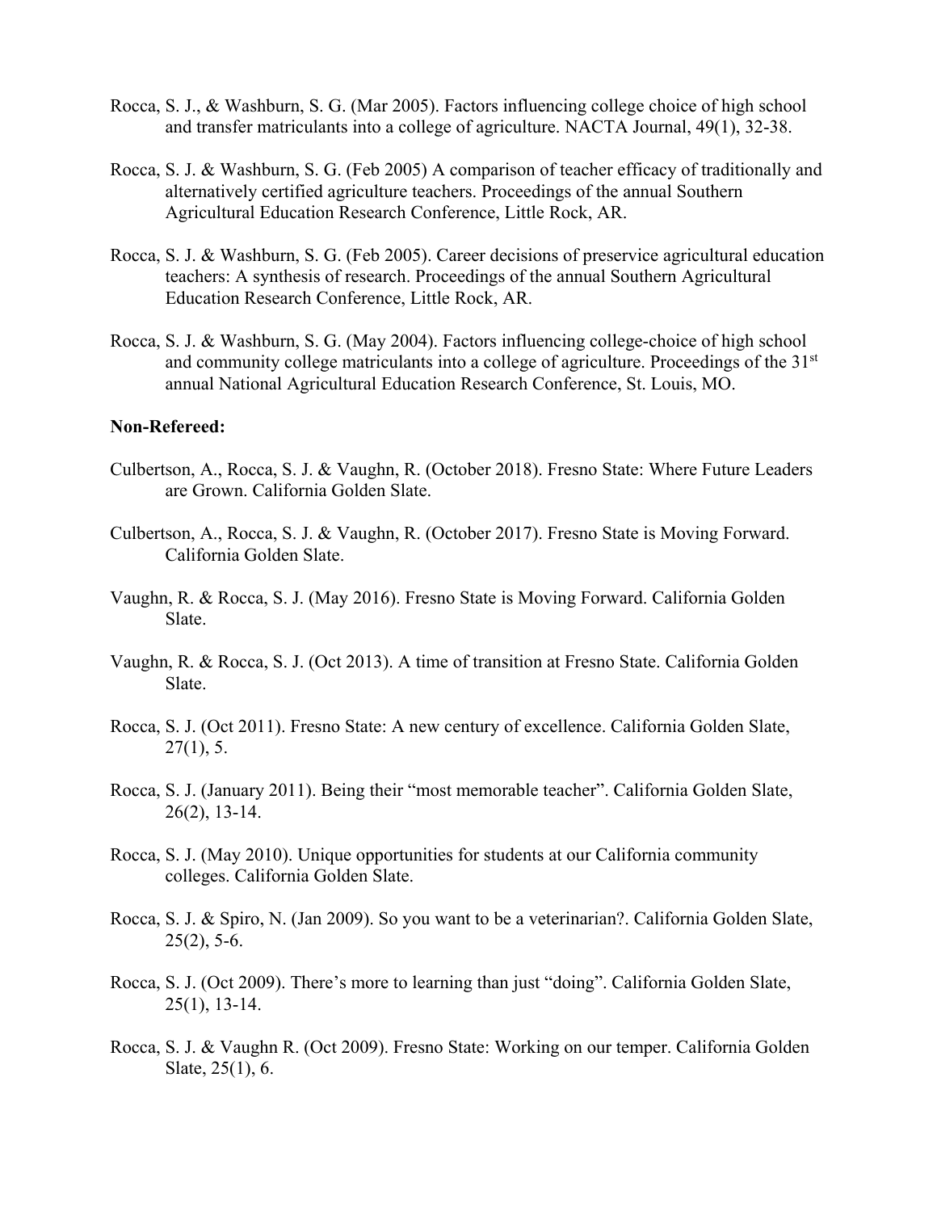Rocca, S. J., & Washburn, S. G. (Mar 2005). Factors influencing college choice of high school and transfer matriculants into a college of agriculture. NACTA Journal, 49(1), 32-38.

Rocca, S. J. & Washburn, S. G. (Feb 2005) A comparison of teacher efficacy of traditionally and alternatively certified agriculture teachers. Proceedings of the annual Southern Agricultural Education Research Conference, Little Rock, AR.

Rocca, S. J. & Washburn, S. G. (Feb 2005). Career decisions of preservice agricultural education teachers: A synthesis of research. Proceedings of the annual Southern Agricultural Education Research Conference, Little Rock, AR.

Rocca, S. J. & Washburn, S. G. (May 2004). Factors influencing college-choice of high school and community college matriculants into a college of agriculture. Proceedings of the 31st annual National Agricultural Education Research Conference, St. Louis, MO.

**Non-Refereed:**

Culbertson, A., Rocca, S. J. & Vaughn, R. (October 2018). Fresno State: Where Future Leaders are Grown. California Golden Slate.

Culbertson, A., Rocca, S. J. & Vaughn, R. (October 2017). Fresno State is Moving Forward. California Golden Slate.

Vaughn, R. & Rocca, S. J. (May 2016). Fresno State is Moving Forward. California Golden Slate.

Vaughn, R. & Rocca, S. J. (Oct 2013). A time of transition at Fresno State. California Golden Slate.

Rocca, S. J. (Oct 2011). Fresno State: A new century of excellence. California Golden Slate, 27(1), 5.

Rocca, S. J. (January 2011). Being their "most memorable teacher". California Golden Slate, 26(2), 13-14.

Rocca, S. J. (May 2010). Unique opportunities for students at our California community colleges. California Golden Slate.

Rocca, S. J. & Spiro, N. (Jan 2009). So you want to be a veterinarian?. California Golden Slate, 25(2), 5-6.

Rocca, S. J. (Oct 2009). There's more to learning than just "doing". California Golden Slate, 25(1), 13-14.

Rocca, S. J. & Vaughn R. (Oct 2009). Fresno State: Working on our temper. California Golden Slate, 25(1), 6.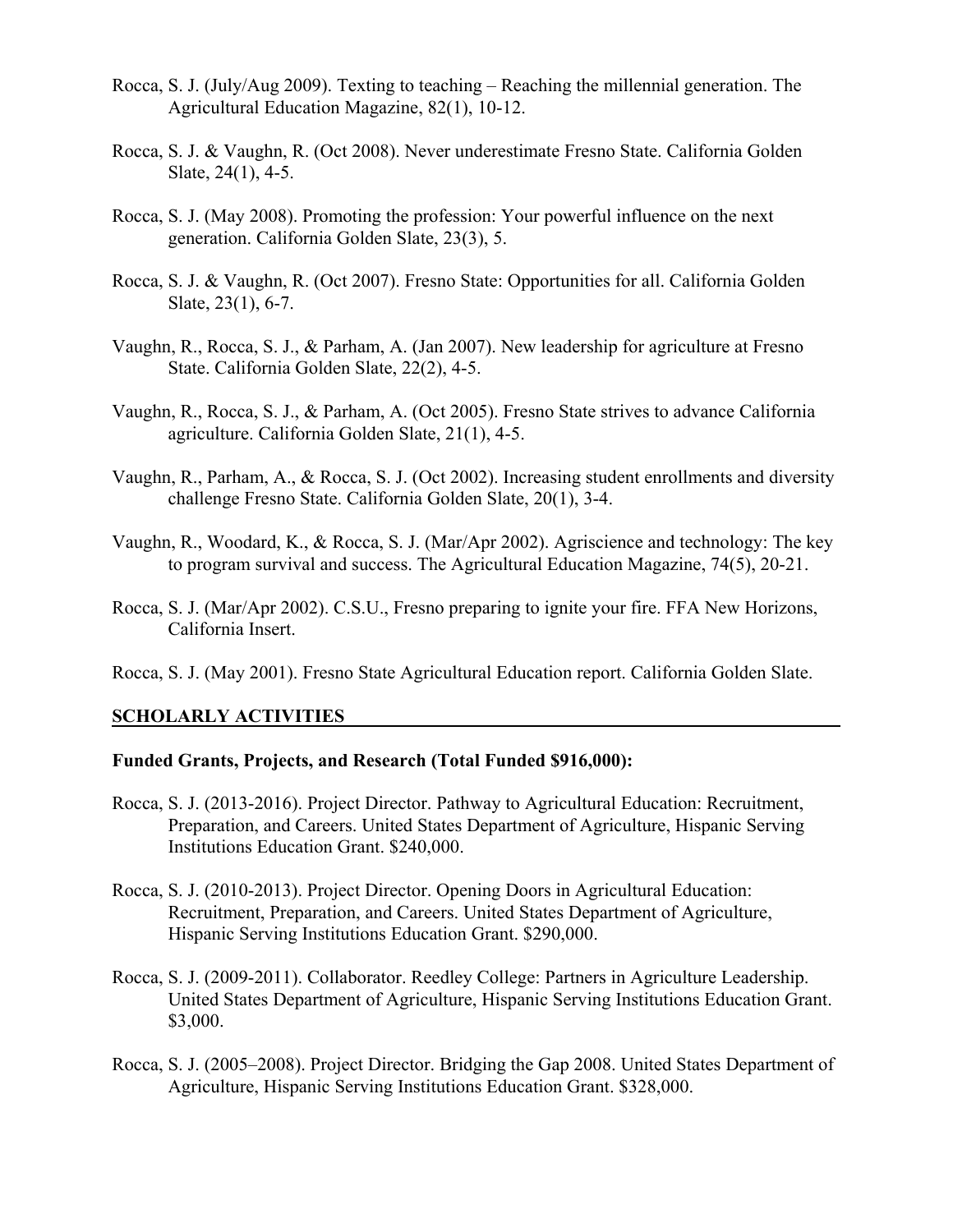Rocca, S. J. (July/Aug 2009). Texting to teaching – Reaching the millennial generation. The Agricultural Education Magazine, 82(1), 10-12.

Rocca, S. J. & Vaughn, R. (Oct 2008). Never underestimate Fresno State. California Golden Slate, 24(1), 4-5.

Rocca, S. J. (May 2008). Promoting the profession: Your powerful influence on the next generation. California Golden Slate, 23(3), 5.

Rocca, S. J. & Vaughn, R. (Oct 2007). Fresno State: Opportunities for all. California Golden Slate, 23(1), 6-7.

Vaughn, R., Rocca, S. J., & Parham, A. (Jan 2007). New leadership for agriculture at Fresno State. California Golden Slate, 22(2), 4-5.

Vaughn, R., Rocca, S. J., & Parham, A. (Oct 2005). Fresno State strives to advance California agriculture. California Golden Slate, 21(1), 4-5.

Vaughn, R., Parham, A., & Rocca, S. J. (Oct 2002). Increasing student enrollments and diversity challenge Fresno State. California Golden Slate, 20(1), 3-4.

Vaughn, R., Woodard, K., & Rocca, S. J. (Mar/Apr 2002). Agriscience and technology: The key to program survival and success. The Agricultural Education Magazine, 74(5), 20-21.

Rocca, S. J. (Mar/Apr 2002). C.S.U., Fresno preparing to ignite your fire. FFA New Horizons, California Insert.

Rocca, S. J. (May 2001). Fresno State Agricultural Education report. California Golden Slate.

## SCHOLARLY ACTIVITIES

**Funded Grants, Projects, and Research (Total Funded $916,000):**

Rocca, S. J. (2013-2016). Project Director. Pathway to Agricultural Education: Recruitment, Preparation, and Careers. United States Department of Agriculture, Hispanic Serving Institutions Education Grant. $240,000.

Rocca, S. J. (2010-2013). Project Director. Opening Doors in Agricultural Education: Recruitment, Preparation, and Careers. United States Department of Agriculture, Hispanic Serving Institutions Education Grant. $290,000.

Rocca, S. J. (2009-2011). Collaborator. Reedley College: Partners in Agriculture Leadership. United States Department of Agriculture, Hispanic Serving Institutions Education Grant. $3,000.

Rocca, S. J. (2005–2008). Project Director. Bridging the Gap 2008. United States Department of Agriculture, Hispanic Serving Institutions Education Grant. $328,000.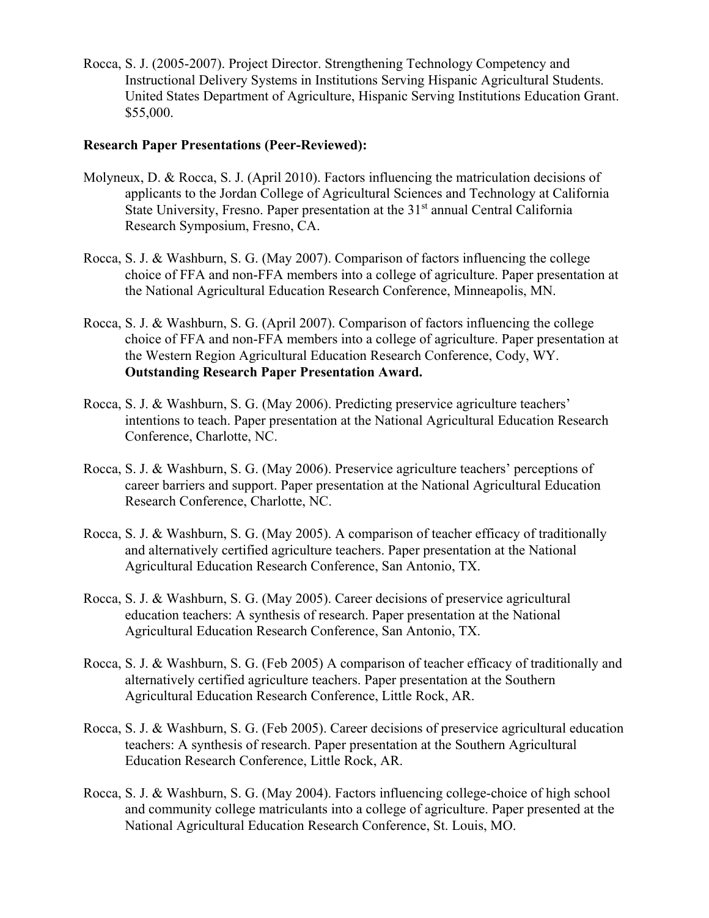Rocca, S. J. (2005-2007). Project Director. Strengthening Technology Competency and Instructional Delivery Systems in Institutions Serving Hispanic Agricultural Students. United States Department of Agriculture, Hispanic Serving Institutions Education Grant. $55,000.

**Research Paper Presentations (Peer-Reviewed):**

Molyneux, D. & Rocca, S. J. (April 2010). Factors influencing the matriculation decisions of applicants to the Jordan College of Agricultural Sciences and Technology at California State University, Fresno. Paper presentation at the 31st annual Central California Research Symposium, Fresno, CA.

Rocca, S. J. & Washburn, S. G. (May 2007). Comparison of factors influencing the college choice of FFA and non-FFA members into a college of agriculture. Paper presentation at the National Agricultural Education Research Conference, Minneapolis, MN.

Rocca, S. J. & Washburn, S. G. (April 2007). Comparison of factors influencing the college choice of FFA and non-FFA members into a college of agriculture. Paper presentation at the Western Region Agricultural Education Research Conference, Cody, WY. **Outstanding Research Paper Presentation Award.**

Rocca, S. J. & Washburn, S. G. (May 2006). Predicting preservice agriculture teachers' intentions to teach. Paper presentation at the National Agricultural Education Research Conference, Charlotte, NC.

Rocca, S. J. & Washburn, S. G. (May 2006). Preservice agriculture teachers' perceptions of career barriers and support. Paper presentation at the National Agricultural Education Research Conference, Charlotte, NC.

Rocca, S. J. & Washburn, S. G. (May 2005). A comparison of teacher efficacy of traditionally and alternatively certified agriculture teachers. Paper presentation at the National Agricultural Education Research Conference, San Antonio, TX.

Rocca, S. J. & Washburn, S. G. (May 2005). Career decisions of preservice agricultural education teachers: A synthesis of research. Paper presentation at the National Agricultural Education Research Conference, San Antonio, TX.

Rocca, S. J. & Washburn, S. G. (Feb 2005) A comparison of teacher efficacy of traditionally and alternatively certified agriculture teachers. Paper presentation at the Southern Agricultural Education Research Conference, Little Rock, AR.

Rocca, S. J. & Washburn, S. G. (Feb 2005). Career decisions of preservice agricultural education teachers: A synthesis of research. Paper presentation at the Southern Agricultural Education Research Conference, Little Rock, AR.

Rocca, S. J. & Washburn, S. G. (May 2004). Factors influencing college-choice of high school and community college matriculants into a college of agriculture. Paper presented at the National Agricultural Education Research Conference, St. Louis, MO.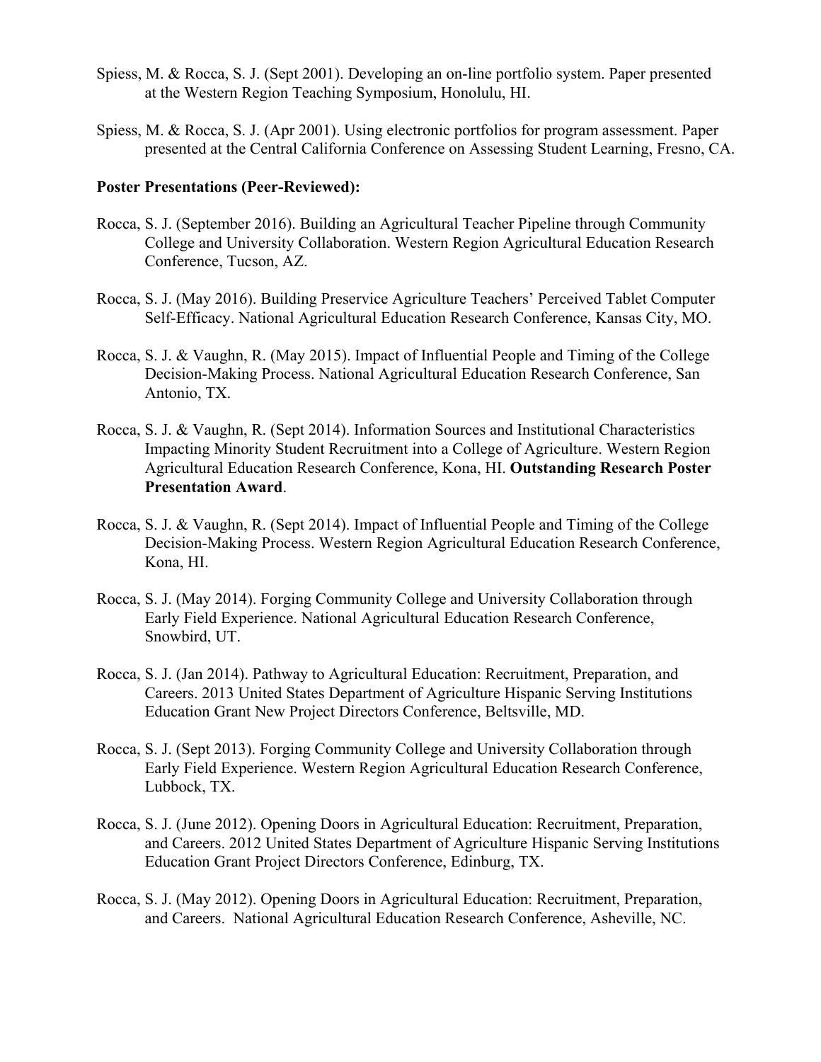Spiess, M. & Rocca, S. J. (Sept 2001). Developing an on-line portfolio system. Paper presented at the Western Region Teaching Symposium, Honolulu, HI.

Spiess, M. & Rocca, S. J. (Apr 2001). Using electronic portfolios for program assessment. Paper presented at the Central California Conference on Assessing Student Learning, Fresno, CA.

**Poster Presentations (Peer-Reviewed):**

Rocca, S. J. (September 2016). Building an Agricultural Teacher Pipeline through Community College and University Collaboration. Western Region Agricultural Education Research Conference, Tucson, AZ.

Rocca, S. J. (May 2016). Building Preservice Agriculture Teachers' Perceived Tablet Computer Self-Efficacy. National Agricultural Education Research Conference, Kansas City, MO.

Rocca, S. J. & Vaughn, R. (May 2015). Impact of Influential People and Timing of the College Decision-Making Process. National Agricultural Education Research Conference, San Antonio, TX.

Rocca, S. J. & Vaughn, R. (Sept 2014). Information Sources and Institutional Characteristics Impacting Minority Student Recruitment into a College of Agriculture. Western Region Agricultural Education Research Conference, Kona, HI. **Outstanding Research Poster Presentation Award**.

Rocca, S. J. & Vaughn, R. (Sept 2014). Impact of Influential People and Timing of the College Decision-Making Process. Western Region Agricultural Education Research Conference, Kona, HI.

Rocca, S. J. (May 2014). Forging Community College and University Collaboration through Early Field Experience. National Agricultural Education Research Conference, Snowbird, UT.

Rocca, S. J. (Jan 2014). Pathway to Agricultural Education: Recruitment, Preparation, and Careers. 2013 United States Department of Agriculture Hispanic Serving Institutions Education Grant New Project Directors Conference, Beltsville, MD.

Rocca, S. J. (Sept 2013). Forging Community College and University Collaboration through Early Field Experience. Western Region Agricultural Education Research Conference, Lubbock, TX.

Rocca, S. J. (June 2012). Opening Doors in Agricultural Education: Recruitment, Preparation, and Careers. 2012 United States Department of Agriculture Hispanic Serving Institutions Education Grant Project Directors Conference, Edinburg, TX.

Rocca, S. J. (May 2012). Opening Doors in Agricultural Education: Recruitment, Preparation, and Careers. National Agricultural Education Research Conference, Asheville, NC.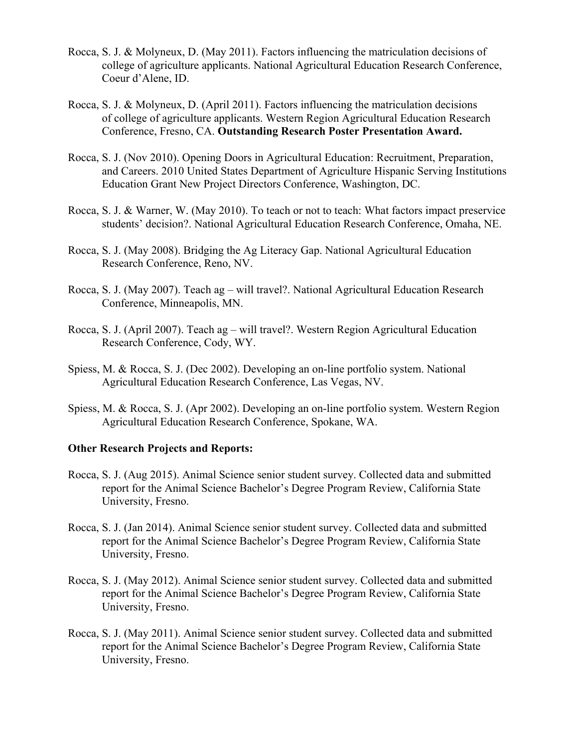Rocca, S. J. & Molyneux, D. (May 2011). Factors influencing the matriculation decisions of college of agriculture applicants. National Agricultural Education Research Conference, Coeur d'Alene, ID.

Rocca, S. J. & Molyneux, D. (April 2011). Factors influencing the matriculation decisions of college of agriculture applicants. Western Region Agricultural Education Research Conference, Fresno, CA. **Outstanding Research Poster Presentation Award.**

Rocca, S. J. (Nov 2010). Opening Doors in Agricultural Education: Recruitment, Preparation, and Careers. 2010 United States Department of Agriculture Hispanic Serving Institutions Education Grant New Project Directors Conference, Washington, DC.

Rocca, S. J. & Warner, W. (May 2010). To teach or not to teach: What factors impact preservice students' decision?. National Agricultural Education Research Conference, Omaha, NE.

Rocca, S. J. (May 2008). Bridging the Ag Literacy Gap. National Agricultural Education Research Conference, Reno, NV.

Rocca, S. J. (May 2007). Teach ag – will travel?. National Agricultural Education Research Conference, Minneapolis, MN.

Rocca, S. J. (April 2007). Teach ag – will travel?. Western Region Agricultural Education Research Conference, Cody, WY.

Spiess, M. & Rocca, S. J. (Dec 2002). Developing an on-line portfolio system. National Agricultural Education Research Conference, Las Vegas, NV.

Spiess, M. & Rocca, S. J. (Apr 2002). Developing an on-line portfolio system. Western Region Agricultural Education Research Conference, Spokane, WA.

**Other Research Projects and Reports:**

Rocca, S. J. (Aug 2015). Animal Science senior student survey. Collected data and submitted report for the Animal Science Bachelor's Degree Program Review, California State University, Fresno.

Rocca, S. J. (Jan 2014). Animal Science senior student survey. Collected data and submitted report for the Animal Science Bachelor's Degree Program Review, California State University, Fresno.

Rocca, S. J. (May 2012). Animal Science senior student survey. Collected data and submitted report for the Animal Science Bachelor's Degree Program Review, California State University, Fresno.

Rocca, S. J. (May 2011). Animal Science senior student survey. Collected data and submitted report for the Animal Science Bachelor's Degree Program Review, California State University, Fresno.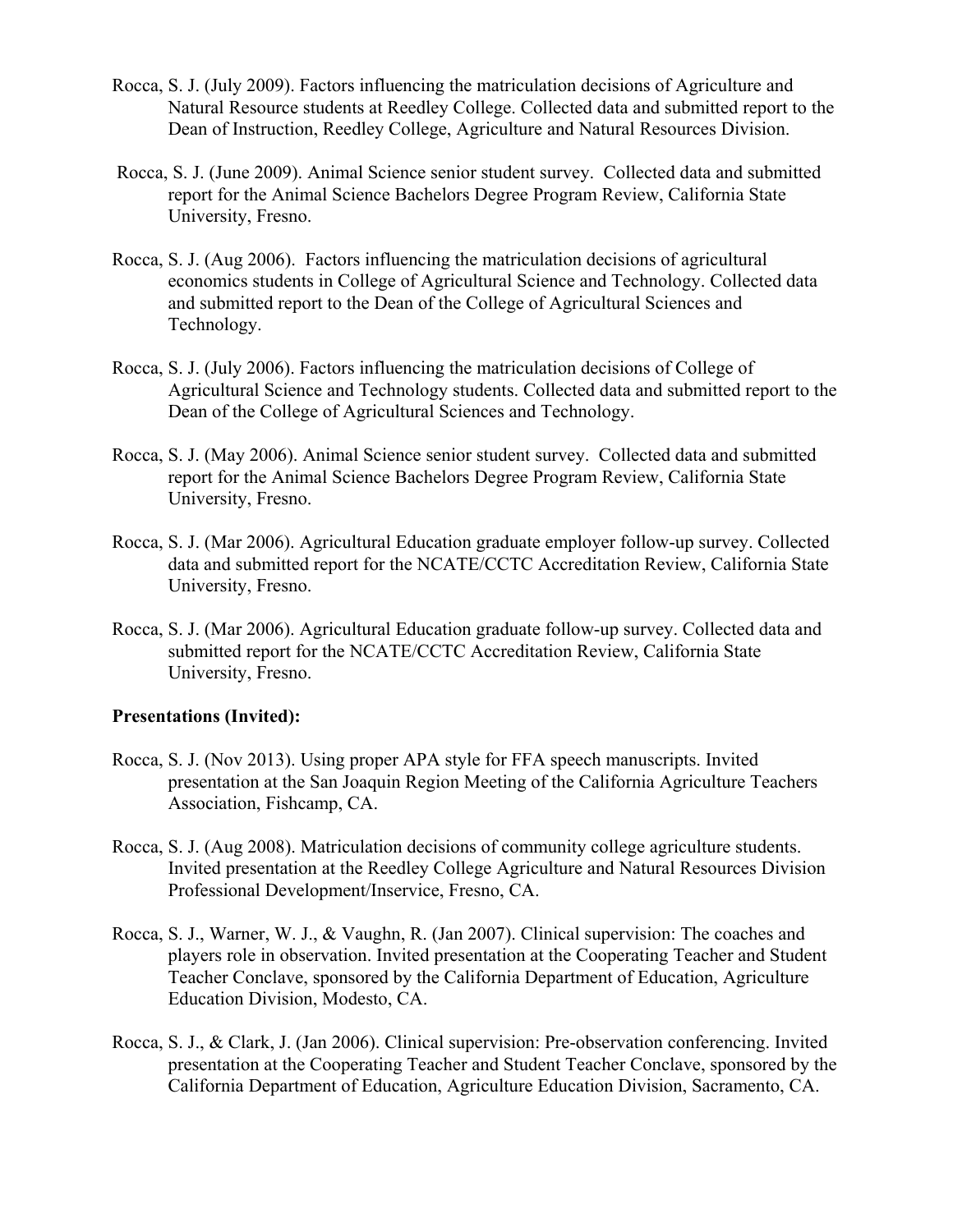Rocca, S. J. (July 2009). Factors influencing the matriculation decisions of Agriculture and Natural Resource students at Reedley College. Collected data and submitted report to the Dean of Instruction, Reedley College, Agriculture and Natural Resources Division.

Rocca, S. J. (June 2009). Animal Science senior student survey. Collected data and submitted report for the Animal Science Bachelors Degree Program Review, California State University, Fresno.

Rocca, S. J. (Aug 2006). Factors influencing the matriculation decisions of agricultural economics students in College of Agricultural Science and Technology. Collected data and submitted report to the Dean of the College of Agricultural Sciences and Technology.

Rocca, S. J. (July 2006). Factors influencing the matriculation decisions of College of Agricultural Science and Technology students. Collected data and submitted report to the Dean of the College of Agricultural Sciences and Technology.

Rocca, S. J. (May 2006). Animal Science senior student survey. Collected data and submitted report for the Animal Science Bachelors Degree Program Review, California State University, Fresno.

Rocca, S. J. (Mar 2006). Agricultural Education graduate employer follow-up survey. Collected data and submitted report for the NCATE/CCTC Accreditation Review, California State University, Fresno.

Rocca, S. J. (Mar 2006). Agricultural Education graduate follow-up survey. Collected data and submitted report for the NCATE/CCTC Accreditation Review, California State University, Fresno.

**Presentations (Invited):**

Rocca, S. J. (Nov 2013). Using proper APA style for FFA speech manuscripts. Invited presentation at the San Joaquin Region Meeting of the California Agriculture Teachers Association, Fishcamp, CA.

Rocca, S. J. (Aug 2008). Matriculation decisions of community college agriculture students. Invited presentation at the Reedley College Agriculture and Natural Resources Division Professional Development/Inservice, Fresno, CA.

Rocca, S. J., Warner, W. J., & Vaughn, R. (Jan 2007). Clinical supervision: The coaches and players role in observation. Invited presentation at the Cooperating Teacher and Student Teacher Conclave, sponsored by the California Department of Education, Agriculture Education Division, Modesto, CA.

Rocca, S. J., & Clark, J. (Jan 2006). Clinical supervision: Pre-observation conferencing. Invited presentation at the Cooperating Teacher and Student Teacher Conclave, sponsored by the California Department of Education, Agriculture Education Division, Sacramento, CA.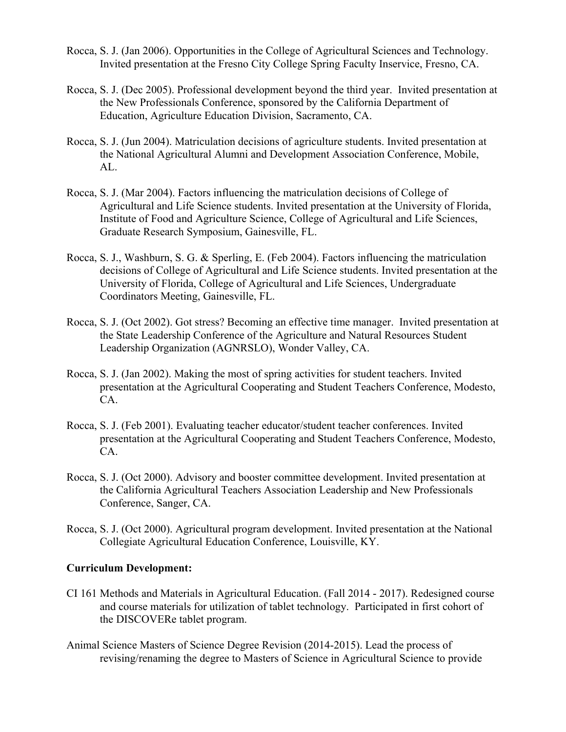Rocca, S. J. (Jan 2006). Opportunities in the College of Agricultural Sciences and Technology. Invited presentation at the Fresno City College Spring Faculty Inservice, Fresno, CA.

Rocca, S. J. (Dec 2005). Professional development beyond the third year. Invited presentation at the New Professionals Conference, sponsored by the California Department of Education, Agriculture Education Division, Sacramento, CA.

Rocca, S. J. (Jun 2004). Matriculation decisions of agriculture students. Invited presentation at the National Agricultural Alumni and Development Association Conference, Mobile, AL.

Rocca, S. J. (Mar 2004). Factors influencing the matriculation decisions of College of Agricultural and Life Science students. Invited presentation at the University of Florida, Institute of Food and Agriculture Science, College of Agricultural and Life Sciences, Graduate Research Symposium, Gainesville, FL.

Rocca, S. J., Washburn, S. G. & Sperling, E. (Feb 2004). Factors influencing the matriculation decisions of College of Agricultural and Life Science students. Invited presentation at the University of Florida, College of Agricultural and Life Sciences, Undergraduate Coordinators Meeting, Gainesville, FL.

Rocca, S. J. (Oct 2002). Got stress? Becoming an effective time manager. Invited presentation at the State Leadership Conference of the Agriculture and Natural Resources Student Leadership Organization (AGNRSLO), Wonder Valley, CA.

Rocca, S. J. (Jan 2002). Making the most of spring activities for student teachers. Invited presentation at the Agricultural Cooperating and Student Teachers Conference, Modesto, CA.

Rocca, S. J. (Feb 2001). Evaluating teacher educator/student teacher conferences. Invited presentation at the Agricultural Cooperating and Student Teachers Conference, Modesto, CA.

Rocca, S. J. (Oct 2000). Advisory and booster committee development. Invited presentation at the California Agricultural Teachers Association Leadership and New Professionals Conference, Sanger, CA.

Rocca, S. J. (Oct 2000). Agricultural program development. Invited presentation at the National Collegiate Agricultural Education Conference, Louisville, KY.

**Curriculum Development:**

CI 161 Methods and Materials in Agricultural Education. (Fall 2014 - 2017). Redesigned course and course materials for utilization of tablet technology. Participated in first cohort of the DISCOVERe tablet program.

Animal Science Masters of Science Degree Revision (2014-2015). Lead the process of revising/renaming the degree to Masters of Science in Agricultural Science to provide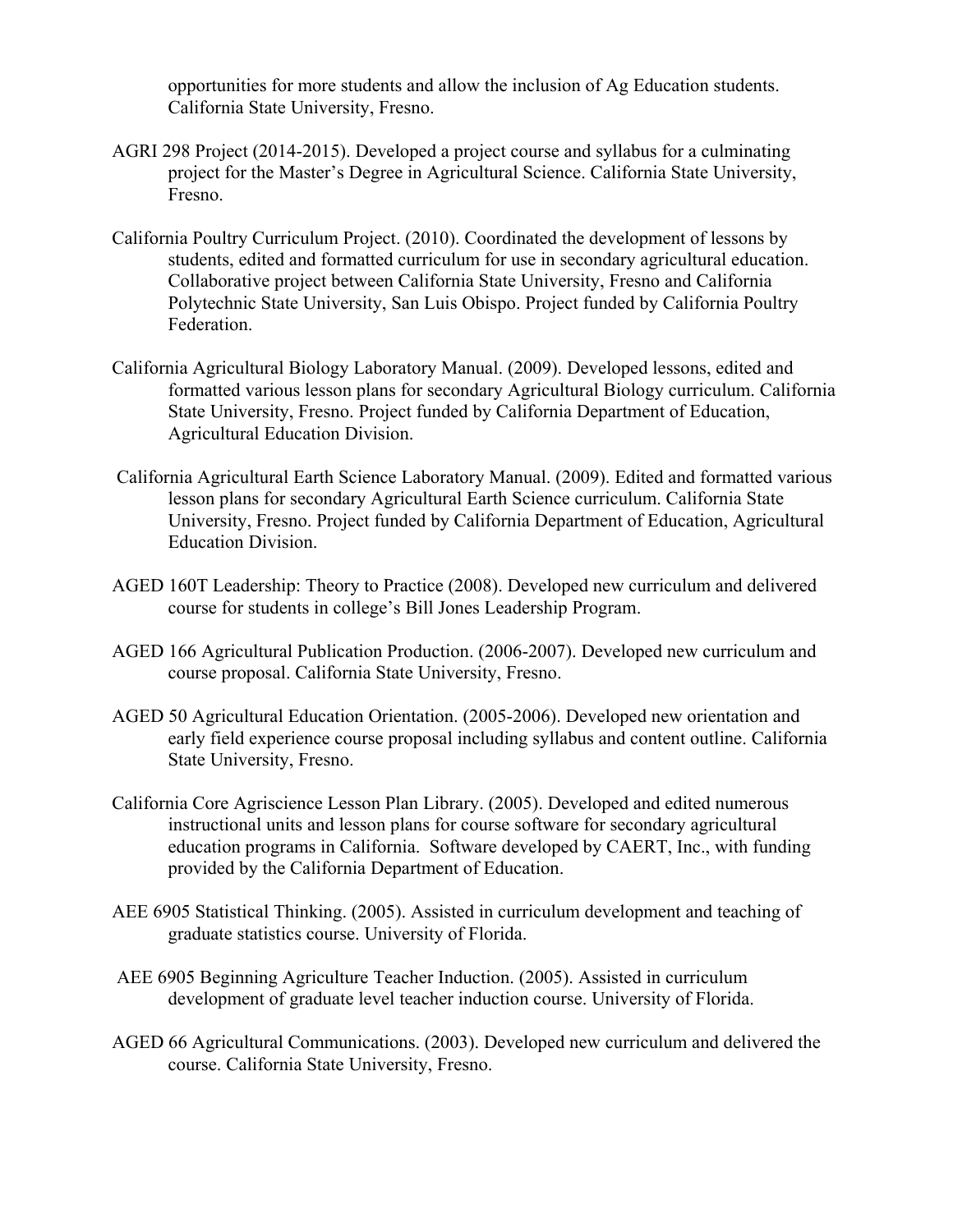opportunities for more students and allow the inclusion of Ag Education students. California State University, Fresno.

AGRI 298 Project (2014-2015). Developed a project course and syllabus for a culminating project for the Master's Degree in Agricultural Science. California State University, Fresno.

California Poultry Curriculum Project. (2010). Coordinated the development of lessons by students, edited and formatted curriculum for use in secondary agricultural education. Collaborative project between California State University, Fresno and California Polytechnic State University, San Luis Obispo. Project funded by California Poultry Federation.

California Agricultural Biology Laboratory Manual. (2009). Developed lessons, edited and formatted various lesson plans for secondary Agricultural Biology curriculum. California State University, Fresno. Project funded by California Department of Education, Agricultural Education Division.

California Agricultural Earth Science Laboratory Manual. (2009). Edited and formatted various lesson plans for secondary Agricultural Earth Science curriculum. California State University, Fresno. Project funded by California Department of Education, Agricultural Education Division.

AGED 160T Leadership: Theory to Practice (2008). Developed new curriculum and delivered course for students in college's Bill Jones Leadership Program.

AGED 166 Agricultural Publication Production. (2006-2007). Developed new curriculum and course proposal. California State University, Fresno.

AGED 50 Agricultural Education Orientation. (2005-2006). Developed new orientation and early field experience course proposal including syllabus and content outline. California State University, Fresno.

California Core Agriscience Lesson Plan Library. (2005). Developed and edited numerous instructional units and lesson plans for course software for secondary agricultural education programs in California. Software developed by CAERT, Inc., with funding provided by the California Department of Education.

AEE 6905 Statistical Thinking. (2005). Assisted in curriculum development and teaching of graduate statistics course. University of Florida.

AEE 6905 Beginning Agriculture Teacher Induction. (2005). Assisted in curriculum development of graduate level teacher induction course. University of Florida.

AGED 66 Agricultural Communications. (2003). Developed new curriculum and delivered the course. California State University, Fresno.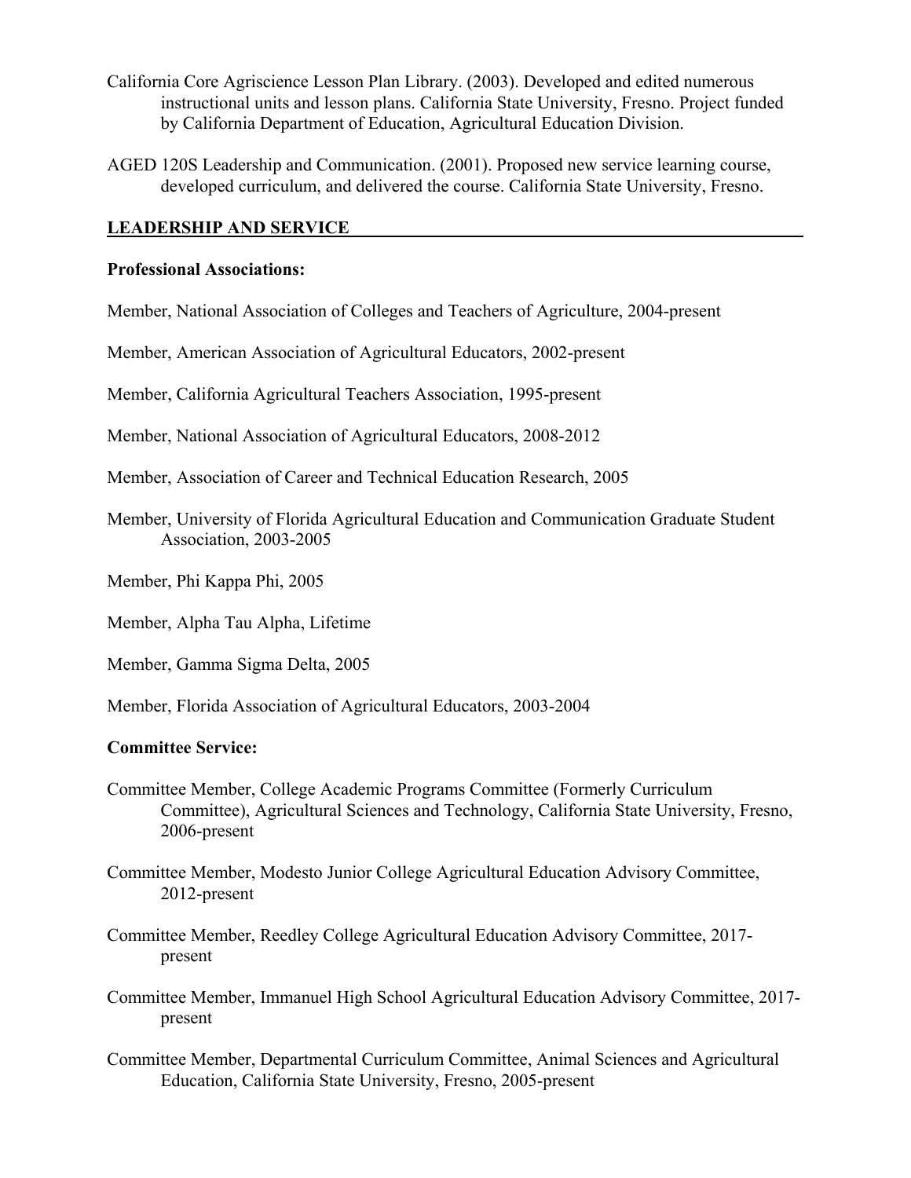California Core Agriscience Lesson Plan Library. (2003). Developed and edited numerous instructional units and lesson plans. California State University, Fresno. Project funded by California Department of Education, Agricultural Education Division.

AGED 120S Leadership and Communication. (2001). Proposed new service learning course, developed curriculum, and delivered the course. California State University, Fresno.

## LEADERSHIP AND SERVICE

**Professional Associations:**

Member, National Association of Colleges and Teachers of Agriculture, 2004-present

Member, American Association of Agricultural Educators, 2002-present

Member, California Agricultural Teachers Association, 1995-present

Member, National Association of Agricultural Educators, 2008-2012

Member, Association of Career and Technical Education Research, 2005

Member, University of Florida Agricultural Education and Communication Graduate Student Association, 2003-2005

Member, Phi Kappa Phi, 2005

Member, Alpha Tau Alpha, Lifetime

Member, Gamma Sigma Delta, 2005

Member, Florida Association of Agricultural Educators, 2003-2004

**Committee Service:**

Committee Member, College Academic Programs Committee (Formerly Curriculum Committee), Agricultural Sciences and Technology, California State University, Fresno, 2006-present

Committee Member, Modesto Junior College Agricultural Education Advisory Committee, 2012-present

Committee Member, Reedley College Agricultural Education Advisory Committee, 2017-present

Committee Member, Immanuel High School Agricultural Education Advisory Committee, 2017-present

Committee Member, Departmental Curriculum Committee, Animal Sciences and Agricultural Education, California State University, Fresno, 2005-present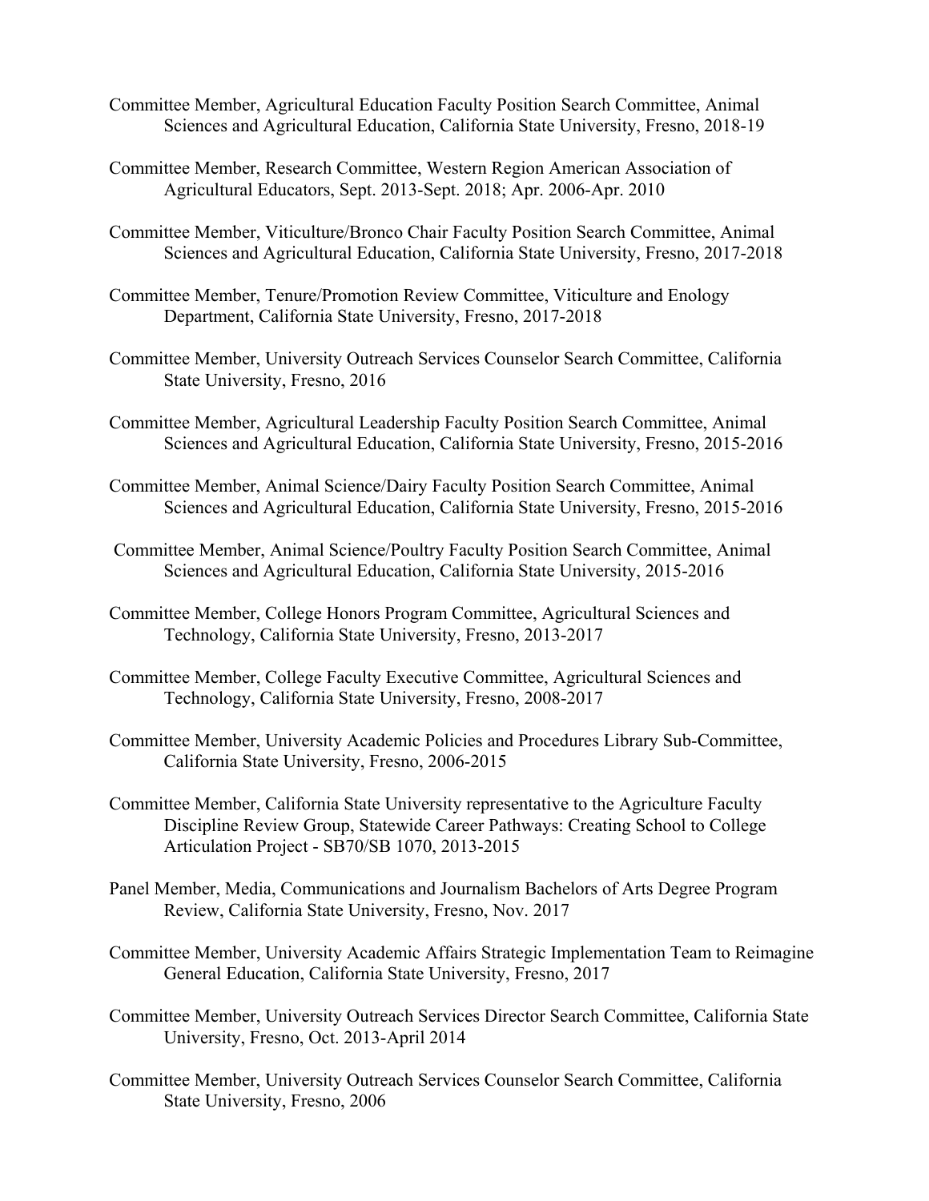Committee Member, Agricultural Education Faculty Position Search Committee, Animal Sciences and Agricultural Education, California State University, Fresno, 2018-19

Committee Member, Research Committee, Western Region American Association of Agricultural Educators, Sept. 2013-Sept. 2018; Apr. 2006-Apr. 2010

Committee Member, Viticulture/Bronco Chair Faculty Position Search Committee, Animal Sciences and Agricultural Education, California State University, Fresno, 2017-2018

Committee Member, Tenure/Promotion Review Committee, Viticulture and Enology Department, California State University, Fresno, 2017-2018

Committee Member, University Outreach Services Counselor Search Committee, California State University, Fresno, 2016

Committee Member, Agricultural Leadership Faculty Position Search Committee, Animal Sciences and Agricultural Education, California State University, Fresno, 2015-2016

Committee Member, Animal Science/Dairy Faculty Position Search Committee, Animal Sciences and Agricultural Education, California State University, Fresno, 2015-2016

Committee Member, Animal Science/Poultry Faculty Position Search Committee, Animal Sciences and Agricultural Education, California State University, 2015-2016

Committee Member, College Honors Program Committee, Agricultural Sciences and Technology, California State University, Fresno, 2013-2017

Committee Member, College Faculty Executive Committee, Agricultural Sciences and Technology, California State University, Fresno, 2008-2017

Committee Member, University Academic Policies and Procedures Library Sub-Committee, California State University, Fresno, 2006-2015

Committee Member, California State University representative to the Agriculture Faculty Discipline Review Group, Statewide Career Pathways: Creating School to College Articulation Project - SB70/SB 1070, 2013-2015

Panel Member, Media, Communications and Journalism Bachelors of Arts Degree Program Review, California State University, Fresno, Nov. 2017

Committee Member, University Academic Affairs Strategic Implementation Team to Reimagine General Education, California State University, Fresno, 2017

Committee Member, University Outreach Services Director Search Committee, California State University, Fresno, Oct. 2013-April 2014

Committee Member, University Outreach Services Counselor Search Committee, California State University, Fresno, 2006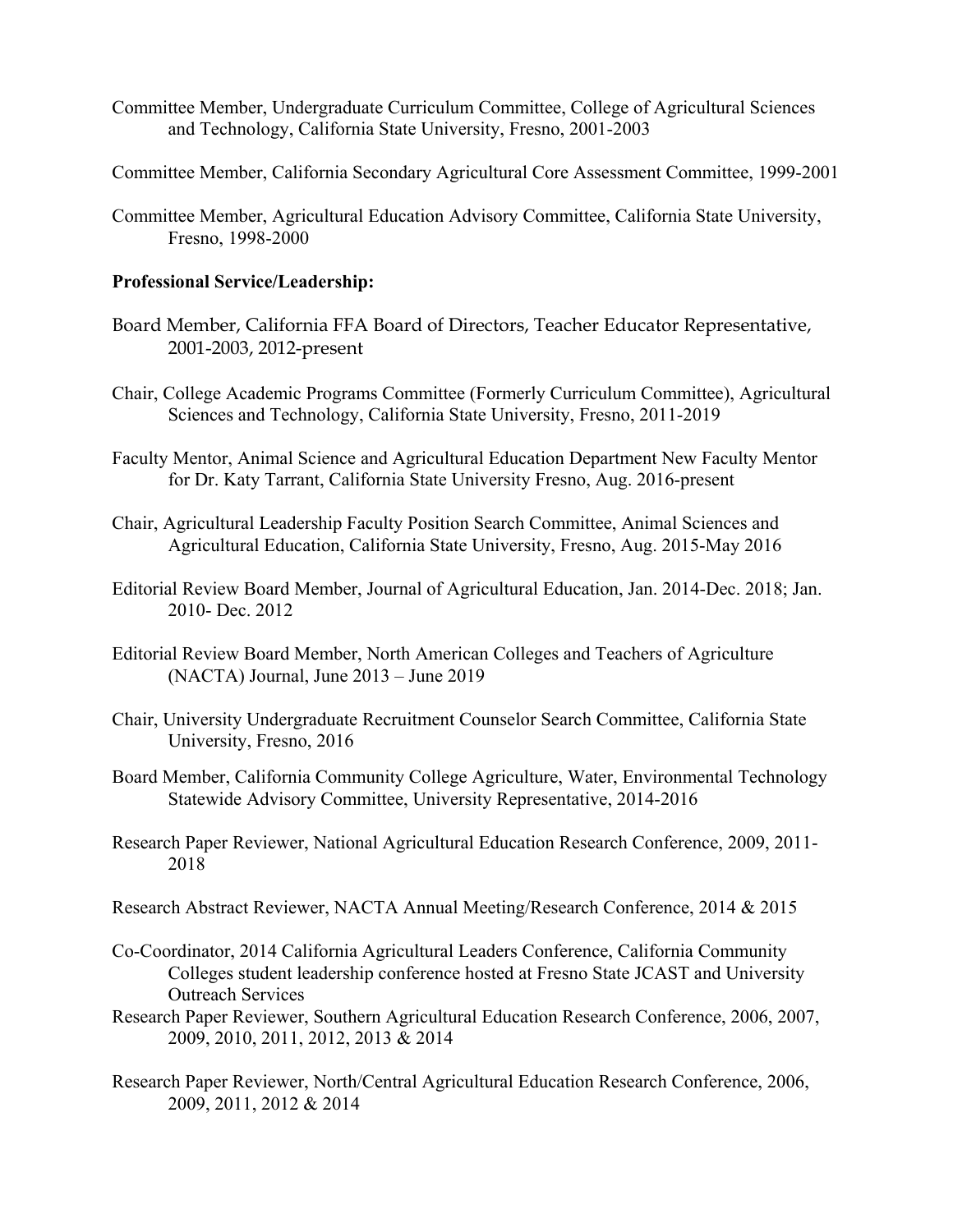Committee Member, Undergraduate Curriculum Committee, College of Agricultural Sciences and Technology, California State University, Fresno, 2001-2003

Committee Member, California Secondary Agricultural Core Assessment Committee, 1999-2001

Committee Member, Agricultural Education Advisory Committee, California State University, Fresno, 1998-2000

**Professional Service/Leadership:**

Board Member, California FFA Board of Directors, Teacher Educator Representative, 2001-2003, 2012-present

Chair, College Academic Programs Committee (Formerly Curriculum Committee), Agricultural Sciences and Technology, California State University, Fresno, 2011-2019

Faculty Mentor, Animal Science and Agricultural Education Department New Faculty Mentor for Dr. Katy Tarrant, California State University Fresno, Aug. 2016-present

Chair, Agricultural Leadership Faculty Position Search Committee, Animal Sciences and Agricultural Education, California State University, Fresno, Aug. 2015-May 2016

Editorial Review Board Member, Journal of Agricultural Education, Jan. 2014-Dec. 2018; Jan. 2010- Dec. 2012

Editorial Review Board Member, North American Colleges and Teachers of Agriculture (NACTA) Journal, June 2013 – June 2019

Chair, University Undergraduate Recruitment Counselor Search Committee, California State University, Fresno, 2016

Board Member, California Community College Agriculture, Water, Environmental Technology Statewide Advisory Committee, University Representative, 2014-2016

Research Paper Reviewer, National Agricultural Education Research Conference, 2009, 2011-2018

Research Abstract Reviewer, NACTA Annual Meeting/Research Conference, 2014 & 2015

Co-Coordinator, 2014 California Agricultural Leaders Conference, California Community Colleges student leadership conference hosted at Fresno State JCAST and University Outreach Services

Research Paper Reviewer, Southern Agricultural Education Research Conference, 2006, 2007, 2009, 2010, 2011, 2012, 2013 & 2014

Research Paper Reviewer, North/Central Agricultural Education Research Conference, 2006, 2009, 2011, 2012 & 2014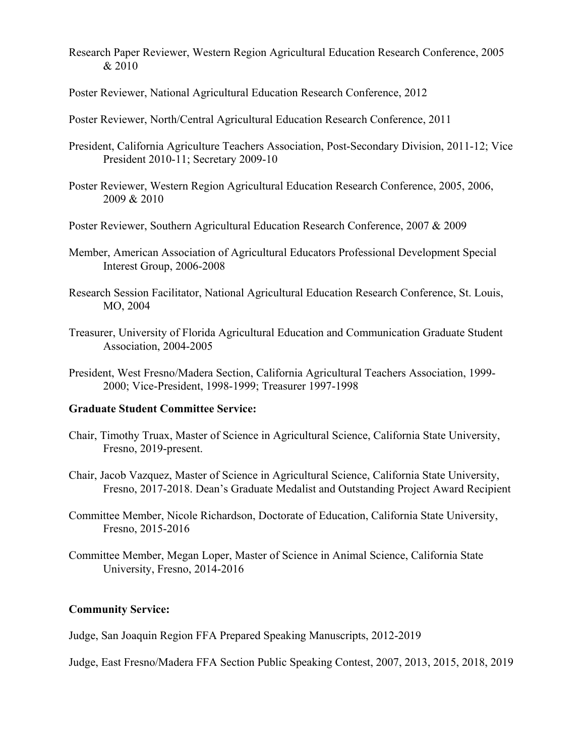Research Paper Reviewer, Western Region Agricultural Education Research Conference, 2005 & 2010

Poster Reviewer, National Agricultural Education Research Conference, 2012

Poster Reviewer, North/Central Agricultural Education Research Conference, 2011

President, California Agriculture Teachers Association, Post-Secondary Division, 2011-12; Vice President 2010-11; Secretary 2009-10

Poster Reviewer, Western Region Agricultural Education Research Conference, 2005, 2006, 2009 & 2010

Poster Reviewer, Southern Agricultural Education Research Conference, 2007 & 2009

Member, American Association of Agricultural Educators Professional Development Special Interest Group, 2006-2008

Research Session Facilitator, National Agricultural Education Research Conference, St. Louis, MO, 2004

Treasurer, University of Florida Agricultural Education and Communication Graduate Student Association, 2004-2005

President, West Fresno/Madera Section, California Agricultural Teachers Association, 1999-2000; Vice-President, 1998-1999; Treasurer 1997-1998

**Graduate Student Committee Service:**

Chair, Timothy Truax, Master of Science in Agricultural Science, California State University, Fresno, 2019-present.

Chair, Jacob Vazquez, Master of Science in Agricultural Science, California State University, Fresno, 2017-2018. Dean's Graduate Medalist and Outstanding Project Award Recipient

Committee Member, Nicole Richardson, Doctorate of Education, California State University, Fresno, 2015-2016

Committee Member, Megan Loper, Master of Science in Animal Science, California State University, Fresno, 2014-2016

**Community Service:**

Judge, San Joaquin Region FFA Prepared Speaking Manuscripts, 2012-2019

Judge, East Fresno/Madera FFA Section Public Speaking Contest, 2007, 2013, 2015, 2018, 2019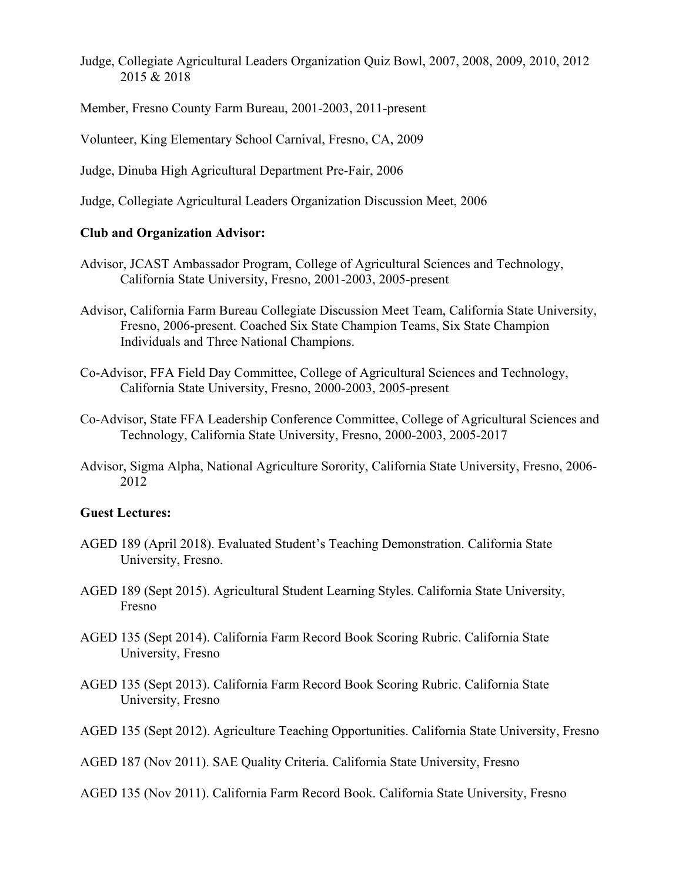Judge, Collegiate Agricultural Leaders Organization Quiz Bowl, 2007, 2008, 2009, 2010, 2012 2015 & 2018

Member, Fresno County Farm Bureau, 2001-2003, 2011-present

Volunteer, King Elementary School Carnival, Fresno, CA, 2009

Judge, Dinuba High Agricultural Department Pre-Fair, 2006

Judge, Collegiate Agricultural Leaders Organization Discussion Meet, 2006

**Club and Organization Advisor:**

Advisor, JCAST Ambassador Program, College of Agricultural Sciences and Technology, California State University, Fresno, 2001-2003, 2005-present

Advisor, California Farm Bureau Collegiate Discussion Meet Team, California State University, Fresno, 2006-present. Coached Six State Champion Teams, Six State Champion Individuals and Three National Champions.

Co-Advisor, FFA Field Day Committee, College of Agricultural Sciences and Technology, California State University, Fresno, 2000-2003, 2005-present

Co-Advisor, State FFA Leadership Conference Committee, College of Agricultural Sciences and Technology, California State University, Fresno, 2000-2003, 2005-2017

Advisor, Sigma Alpha, National Agriculture Sorority, California State University, Fresno, 2006-2012

**Guest Lectures:**

AGED 189 (April 2018). Evaluated Student's Teaching Demonstration. California State University, Fresno.

AGED 189 (Sept 2015). Agricultural Student Learning Styles. California State University, Fresno

AGED 135 (Sept 2014). California Farm Record Book Scoring Rubric. California State University, Fresno

AGED 135 (Sept 2013). California Farm Record Book Scoring Rubric. California State University, Fresno

AGED 135 (Sept 2012). Agriculture Teaching Opportunities. California State University, Fresno

AGED 187 (Nov 2011). SAE Quality Criteria. California State University, Fresno

AGED 135 (Nov 2011). California Farm Record Book. California State University, Fresno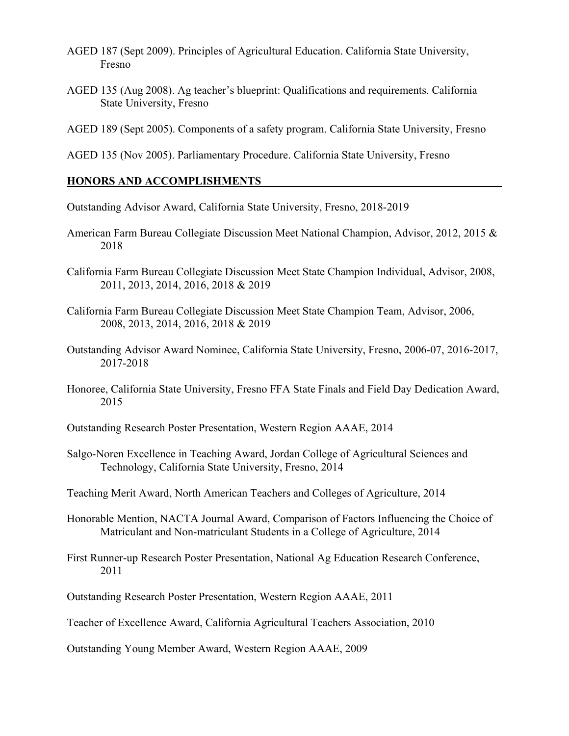AGED 187 (Sept 2009). Principles of Agricultural Education. California State University, Fresno

AGED 135 (Aug 2008). Ag teacher's blueprint: Qualifications and requirements. California State University, Fresno

AGED 189 (Sept 2005). Components of a safety program. California State University, Fresno

AGED 135 (Nov 2005). Parliamentary Procedure. California State University, Fresno

## HONORS AND ACCOMPLISHMENTS

Outstanding Advisor Award, California State University, Fresno, 2018-2019

American Farm Bureau Collegiate Discussion Meet National Champion, Advisor, 2012, 2015 & 2018

California Farm Bureau Collegiate Discussion Meet State Champion Individual, Advisor, 2008, 2011, 2013, 2014, 2016, 2018 & 2019

California Farm Bureau Collegiate Discussion Meet State Champion Team, Advisor, 2006, 2008, 2013, 2014, 2016, 2018 & 2019

Outstanding Advisor Award Nominee, California State University, Fresno, 2006-07, 2016-2017, 2017-2018

Honoree, California State University, Fresno FFA State Finals and Field Day Dedication Award, 2015

Outstanding Research Poster Presentation, Western Region AAAE, 2014

Salgo-Noren Excellence in Teaching Award, Jordan College of Agricultural Sciences and Technology, California State University, Fresno, 2014

Teaching Merit Award, North American Teachers and Colleges of Agriculture, 2014

Honorable Mention, NACTA Journal Award, Comparison of Factors Influencing the Choice of Matriculant and Non-matriculant Students in a College of Agriculture, 2014

First Runner-up Research Poster Presentation, National Ag Education Research Conference, 2011

Outstanding Research Poster Presentation, Western Region AAAE, 2011

Teacher of Excellence Award, California Agricultural Teachers Association, 2010

Outstanding Young Member Award, Western Region AAAE, 2009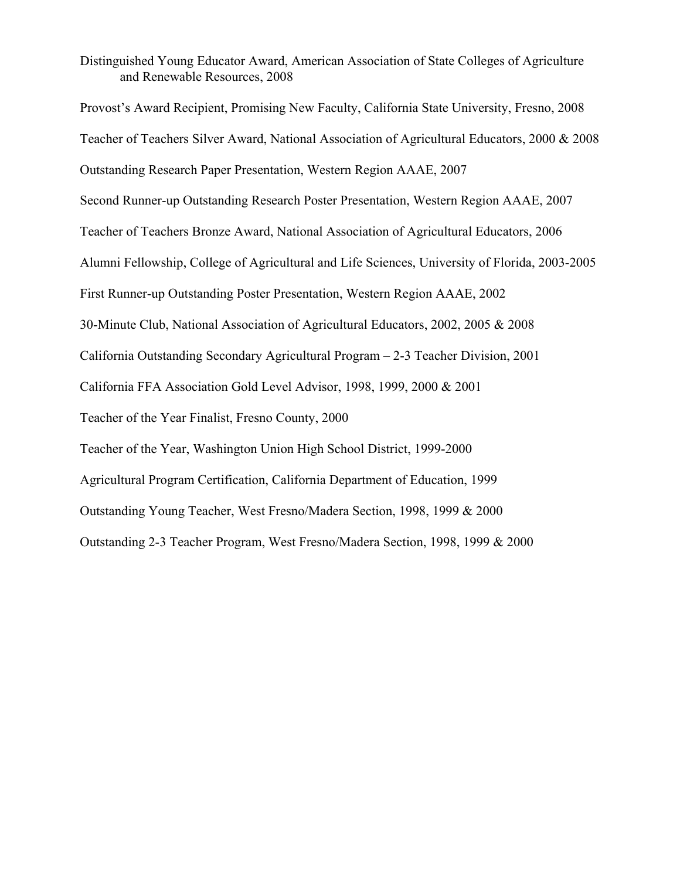Distinguished Young Educator Award, American Association of State Colleges of Agriculture and Renewable Resources, 2008

Provost's Award Recipient, Promising New Faculty, California State University, Fresno, 2008

Teacher of Teachers Silver Award, National Association of Agricultural Educators, 2000 & 2008

Outstanding Research Paper Presentation, Western Region AAAE, 2007

Second Runner-up Outstanding Research Poster Presentation, Western Region AAAE, 2007

Teacher of Teachers Bronze Award, National Association of Agricultural Educators, 2006

Alumni Fellowship, College of Agricultural and Life Sciences, University of Florida, 2003-2005

First Runner-up Outstanding Poster Presentation, Western Region AAAE, 2002

30-Minute Club, National Association of Agricultural Educators, 2002, 2005 & 2008

California Outstanding Secondary Agricultural Program – 2-3 Teacher Division, 2001

California FFA Association Gold Level Advisor, 1998, 1999, 2000 & 2001

Teacher of the Year Finalist, Fresno County, 2000

Teacher of the Year, Washington Union High School District, 1999-2000

Agricultural Program Certification, California Department of Education, 1999

Outstanding Young Teacher, West Fresno/Madera Section, 1998, 1999 & 2000

Outstanding 2-3 Teacher Program, West Fresno/Madera Section, 1998, 1999 & 2000